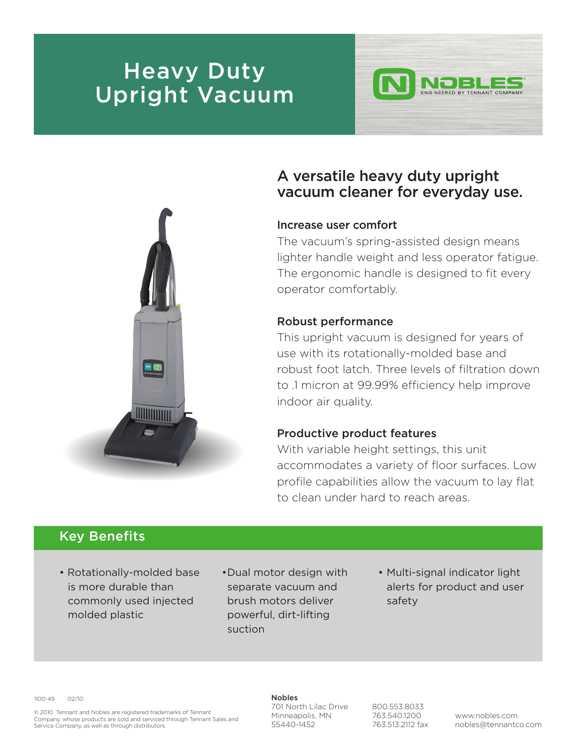# Heavy Duty Upright Vacuum

NOBLES
ENGINEERED BY TENNANT COMPANY

## A versatile heavy duty upright vacuum cleaner for everyday use.

### Increase user comfort

The vacuum's spring-assisted design means lighter handle weight and less operator fatigue. The ergonomic handle is designed to fit every operator comfortably.

### Robust performance

This upright vacuum is designed for years of use with its rotationally-molded base and robust foot latch. Three levels of filtration down to .1 micron at 99.99% efficiency help improve indoor air quality.

### Productive product features

With variable height settings, this unit accommodates a variety of floor surfaces. Low profile capabilities allow the vacuum to lay flat to clean under hard to reach areas.

## Key Benefits

- Rotationally-molded base is more durable than commonly used injected molded plastic
- Dual motor design with separate vacuum and brush motors deliver powerful, dirt-lifting suction
- Multi-signal indicator light alerts for product and user safety

1100-49 02/10

© 2010 Tennant and Nobles are registered trademarks of Tennant Company, whose products are sold and serviced through Tennant Sales and Service Company, as well as through distributors.

**Nobles**
701 North Lilac Drive
Minneapolis, MN
55440-1452

800.553.8033
763.540.1200
763.513.2112 fax

www.nobles.com
nobles@tennantco.com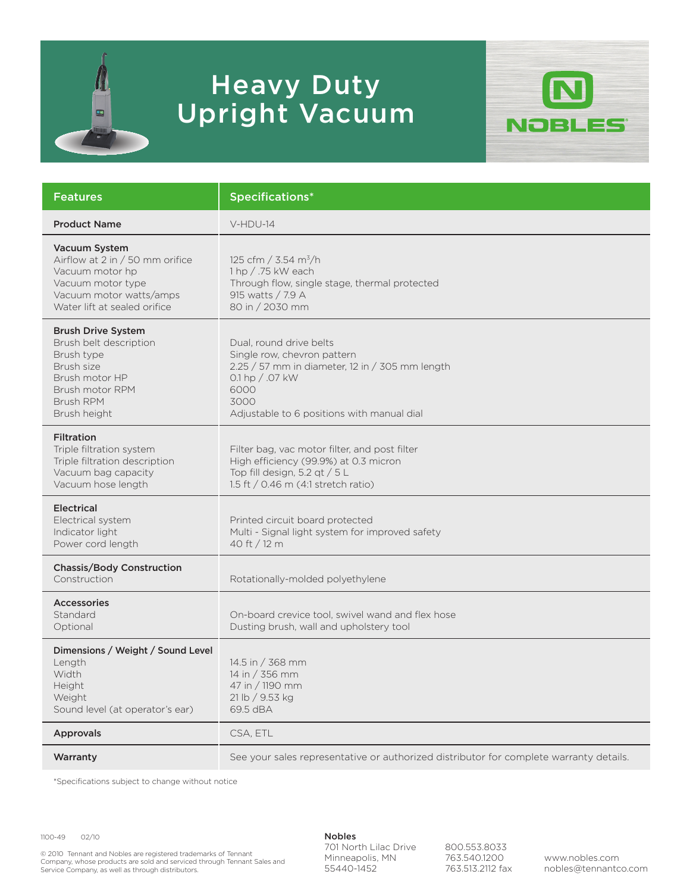# Heavy Duty Upright Vacuum

NOBLES

| Features | Specifications* |
|---|---|
| **Product Name** | V-HDU-14 |
| **Vacuum System** | |
| Airflow at 2 in / 50 mm orifice | 125 cfm / 3.54 $m^3/h$ |
| Vacuum motor hp | 1 hp / .75 kW each |
| Vacuum motor type | Through flow, single stage, thermal protected |
| Vacuum motor watts/amps | 915 watts / 7.9 A |
| Water lift at sealed orifice | 80 in / 2030 mm |
| **Brush Drive System** | |
| Brush belt description | Dual, round drive belts |
| Brush type | Single row, chevron pattern |
| Brush size | 2.25 / 57 mm in diameter, 12 in / 305 mm length |
| Brush motor HP | 0.1 hp / .07 kW |
| Brush motor RPM | 6000 |
| Brush RPM | 3000 |
| Brush height | Adjustable to 6 positions with manual dial |
| **Filtration** | |
| Triple filtration system | Filter bag, vac motor filter, and post filter |
| Triple filtration description | High efficiency (99.9%) at 0.3 micron |
| Vacuum bag capacity | Top fill design, 5.2 qt / 5 L |
| Vacuum hose length | 1.5 ft / 0.46 m (4:1 stretch ratio) |
| **Electrical** | |
| Electrical system | Printed circuit board protected |
| Indicator light | Multi - Signal light system for improved safety |
| Power cord length | 40 ft / 12 m |
| **Chassis/Body Construction** | |
| Construction | Rotationally-molded polyethylene |
| **Accessories** | |
| Standard | On-board crevice tool, swivel wand and flex hose |
| Optional | Dusting brush, wall and upholstery tool |
| **Dimensions / Weight / Sound Level** | |
| Length | 14.5 in / 368 mm |
| Width | 14 in / 356 mm |
| Height | 47 in / 1190 mm |
| Weight | 21 lb / 9.53 kg |
| Sound level (at operator's ear) | 69.5 dBA |
| **Approvals** | CSA, ETL |
| **Warranty** | See your sales representative or authorized distributor for complete warranty details. |

*Specifications subject to change without notice

1100-49 02/10

© 2010 Tennant and Nobles are registered trademarks of Tennant Company, whose products are sold and serviced through Tennant Sales and Service Company, as well as through distributors.

**Nobles**
701 North Lilac Drive
Minneapolis, MN
55440-1452

800.553.8033
763.540.1200
763.513.2112 fax

www.nobles.com
nobles@tennantco.com